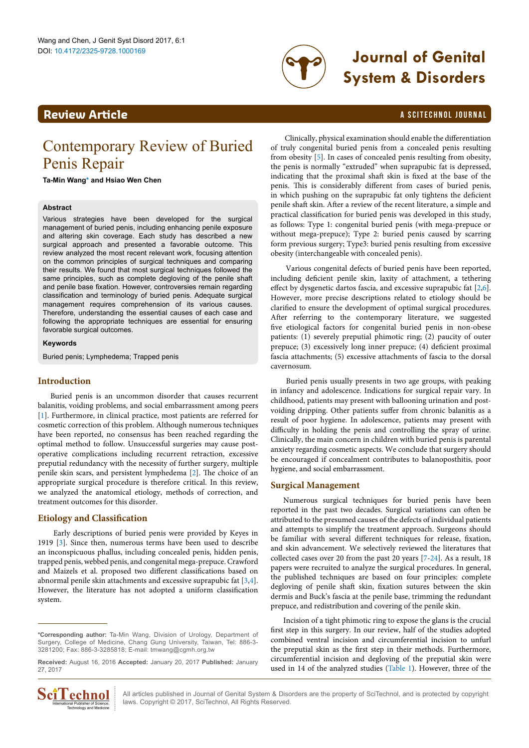# Contemporary Review of Buried Penis Repair

**Ta-Min Wang* and Hsiao Wen Chen**

### Abstract

Various strategies have been developed for the surgical management of buried penis, including enhancing penile exposure and altering skin coverage. Each study has described a new surgical approach and presented a favorable outcome. This review analyzed the most recent relevant work, focusing attention on the common principles of surgical techniques and comparing their results. We found that most surgical techniques followed the same principles, such as complete degloving of the penile shaft and penile base fixation. However, controversies remain regarding classification and terminology of buried penis. Adequate surgical management requires comprehension of its various causes. Therefore, understanding the essential causes of each case and following the appropriate techniques are essential for ensuring favorable surgical outcomes.

### Keywords

Buried penis; Lymphedema; Trapped penis

## Introduction

Buried penis is an uncommon disorder that causes recurrent balanitis, voiding problems, and social embarrassment among peers [1]. Furthermore, in clinical practice, most patients are referred for cosmetic correction of this problem. Although numerous techniques have been reported, no consensus has been reached regarding the optimal method to follow. Unsuccessful surgeries may cause post-operative complications including recurrent retraction, excessive preputial redundancy with the necessity of further surgery, multiple penile skin scars, and persistent lymphedema [2]. The choice of an appropriate surgical procedure is therefore critical. In this review, we analyzed the anatomical etiology, methods of correction, and treatment outcomes for this disorder.

## Etiology and Classification

Early descriptions of buried penis were provided by Keyes in 1919 [3]. Since then, numerous terms have been used to describe an inconspicuous phallus, including concealed penis, hidden penis, trapped penis, webbed penis, and congenital mega-prepuce. Crawford and Maizels et al. proposed two different classifications based on abnormal penile skin attachments and excessive suprapubic fat [3,4]. However, the literature has not adopted a uniform classification system.

Clinically, physical examination should enable the differentiation of truly congenital buried penis from a concealed penis resulting from obesity [5]. In cases of concealed penis resulting from obesity, the penis is normally "extruded" when suprapubic fat is depressed, indicating that the proximal shaft skin is fixed at the base of the penis. This is considerably different from cases of buried penis, in which pushing on the suprapubic fat only tightens the deficient penile shaft skin. After a review of the recent literature, a simple and practical classification for buried penis was developed in this study, as follows: Type 1: congenital buried penis (with mega-prepuce or without mega-prepuce); Type 2: buried penis caused by scarring form previous surgery; Type3: buried penis resulting from excessive obesity (interchangeable with concealed penis).

Various congenital defects of buried penis have been reported, including deficient penile skin, laxity of attachment, a tethering effect by dysgenetic dartos fascia, and excessive suprapubic fat [2,6]. However, more precise descriptions related to etiology should be clarified to ensure the development of optimal surgical procedures. After referring to the contemporary literature, we suggested five etiological factors for congenital buried penis in non-obese patients: (1) severely preputial phimotic ring; (2) paucity of outer prepuce; (3) excessively long inner prepuce; (4) deficient proximal fascia attachments; (5) excessive attachments of fascia to the dorsal cavernosum.

Buried penis usually presents in two age groups, with peaking in infancy and adolescence. Indications for surgical repair vary. In childhood, patients may present with ballooning urination and post-voiding dripping. Other patients suffer from chronic balanitis as a result of poor hygiene. In adolescence, patients may present with difficulty in holding the penis and controlling the spray of urine. Clinically, the main concern in children with buried penis is parental anxiety regarding cosmetic aspects. We conclude that surgery should be encouraged if concealment contributes to balanoposthitis, poor hygiene, and social embarrassment.

## Surgical Management

Numerous surgical techniques for buried penis have been reported in the past two decades. Surgical variations can often be attributed to the presumed causes of the defects of individual patients and attempts to simplify the treatment approach. Surgeons should be familiar with several different techniques for release, fixation, and skin advancement. We selectively reviewed the literatures that collected cases over 20 from the past 20 years [7-24]. As a result, 18 papers were recruited to analyze the surgical procedures. In general, the published techniques are based on four principles: complete degloving of penile shaft skin, fixation sutures between the skin dermis and Buck's fascia at the penile base, trimming the redundant prepuce, and redistribution and covering of the penile skin.

Incision of a tight phimotic ring to expose the glans is the crucial first step in this surgery. In our review, half of the studies adopted combined ventral incision and circumferential incision to unfurl the preputial skin as the first step in their methods. Furthermore, circumferential incision and degloving of the preputial skin were used in 14 of the analyzed studies (Table 1). However, three of the

*Corresponding author: Ta-Min Wang, Division of Urology, Department of Surgery, College of Medicine, Chang Gung University, Taiwan, Tel: 886-3-3281200; Fax: 886-3-3285818; E-mail: tmwang@cgmh.org.tw

**Received:** August 16, 2016 **Accepted:** January 20, 2017 **Published:** January 27, 2017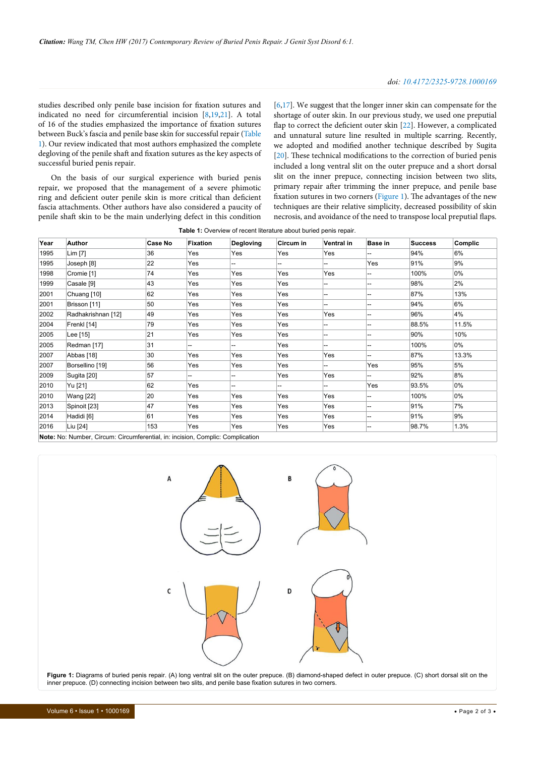studies described only penile base incision for fixation sutures and indicated no need for circumferential incision [8,19,21]. A total of 16 of the studies emphasized the importance of fixation sutures between Buck's fascia and penile base skin for successful repair (Table 1). Our review indicated that most authors emphasized the complete degloving of the penile shaft and fixation sutures as the key aspects of successful buried penis repair.

On the basis of our surgical experience with buried penis repair, we proposed that the management of a severe phimotic ring and deficient outer penile skin is more critical than deficient fascia attachments. Other authors have also considered a paucity of penile shaft skin to be the main underlying defect in this condition [6,17]. We suggest that the longer inner skin can compensate for the shortage of outer skin. In our previous study, we used one preputial flap to correct the deficient outer skin [22]. However, a complicated and unnatural suture line resulted in multiple scarring. Recently, we adopted and modified another technique described by Sugita [20]. These technical modifications to the correction of buried penis included a long ventral slit on the outer prepuce and a short dorsal slit on the inner prepuce, connecting incision between two slits, primary repair after trimming the inner prepuce, and penile base fixation sutures in two corners (Figure 1). The advantages of the new techniques are their relative simplicity, decreased possibility of skin necrosis, and avoidance of the need to transpose local preputial flaps.

**Table 1:** Overview of recent literature about buried penis repair.

| Year | Author | Case No | Fixation | Degloving | Circum in | Ventral in | Base in | Success | Complic |
|---|---|---|---|---|---|---|---|---|---|
| 1995 | Lim [7] | 36 | Yes | Yes | Yes | Yes | -- | 94% | 6% |
| 1995 | Joseph [8] | 22 | Yes | -- | -- | -- | Yes | 91% | 9% |
| 1998 | Cromie [1] | 74 | Yes | Yes | Yes | Yes | -- | 100% | 0% |
| 1999 | Casale [9] | 43 | Yes | Yes | Yes | -- | -- | 98% | 2% |
| 2001 | Chuang [10] | 62 | Yes | Yes | Yes | -- | -- | 87% | 13% |
| 2001 | Brisson [11] | 50 | Yes | Yes | Yes | -- | -- | 94% | 6% |
| 2002 | Radhakrishnan [12] | 49 | Yes | Yes | Yes | Yes | -- | 96% | 4% |
| 2004 | Frenkl [14] | 79 | Yes | Yes | Yes | -- | -- | 88.5% | 11.5% |
| 2005 | Lee [15] | 21 | Yes | Yes | Yes | -- | -- | 90% | 10% |
| 2005 | Redman [17] | 31 | -- | -- | Yes | -- | -- | 100% | 0% |
| 2007 | Abbas [18] | 30 | Yes | Yes | Yes | Yes | -- | 87% | 13.3% |
| 2007 | Borsellino [19] | 56 | Yes | Yes | Yes | -- | Yes | 95% | 5% |
| 2009 | Sugita [20] | 57 | -- | -- | Yes | Yes | -- | 92% | 8% |
| 2010 | Yu [21] | 62 | Yes | -- | -- | -- | Yes | 93.5% | 0% |
| 2010 | Wang [22] | 20 | Yes | Yes | Yes | Yes | -- | 100% | 0% |
| 2013 | Spinoit [23] | 47 | Yes | Yes | Yes | Yes | -- | 91% | 7% |
| 2014 | Hadidi [6] | 61 | Yes | Yes | Yes | Yes | -- | 91% | 9% |
| 2016 | Liu [24] | 153 | Yes | Yes | Yes | Yes | -- | 98.7% | 1.3% |

**Note:** No: Number, Circum: Circumferential, in: incision, Complic: Complication

**Figure 1:** Diagrams of buried penis repair. (A) long ventral slit on the outer prepuce. (B) diamond-shaped defect in outer prepuce. (C) short dorsal slit on the inner prepuce. (D) connecting incision between two slits, and penile base fixation sutures in two corners.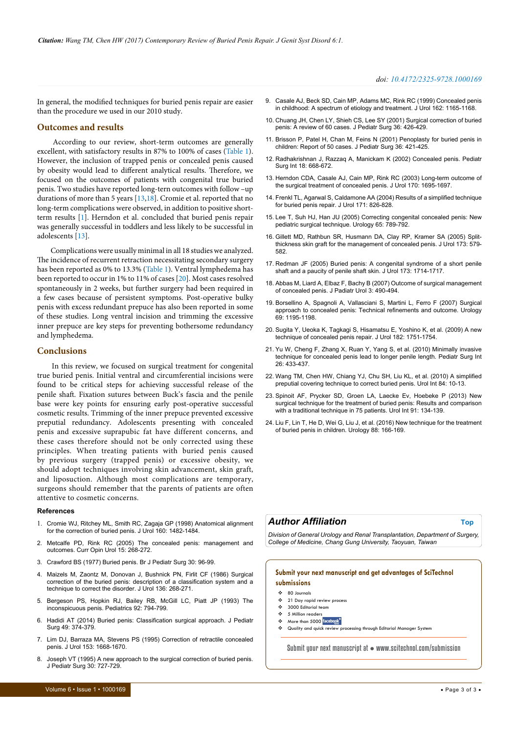In general, the modified techniques for buried penis repair are easier than the procedure we used in our 2010 study.

## Outcomes and results

According to our review, short-term outcomes are generally excellent, with satisfactory results in 87% to 100% of cases (Table 1). However, the inclusion of trapped penis or concealed penis caused by obesity would lead to different analytical results. Therefore, we focused on the outcomes of patients with congenital true buried penis. Two studies have reported long-tern outcomes with follow –up durations of more than 5 years [13,18]. Cromie et al. reported that no long-term complications were observed, in addition to positive short-term results [1]. Herndon et al. concluded that buried penis repair was generally successful in toddlers and less likely to be successful in adolescents [13].

Complications were usually minimal in all 18 studies we analyzed. The incidence of recurrent retraction necessitating secondary surgery has been reported as 0% to 13.3% (Table 1). Ventral lymphedema has been reported to occur in 1% to 11% of cases [20]. Most cases resolved spontaneously in 2 weeks, but further surgery had been required in a few cases because of persistent symptoms. Post-operative bulky penis with excess redundant prepuce has also been reported in some of these studies. Long ventral incision and trimming the excessive inner prepuce are key steps for preventing bothersome redundancy and lymphedema.

## Conclusions

In this review, we focused on surgical treatment for congenital true buried penis. Initial ventral and circumferential incisions were found to be critical steps for achieving successful release of the penile shaft. Fixation sutures between Buck's fascia and the penile base were key points for ensuring early post-operative successful cosmetic results. Trimming of the inner prepuce prevented excessive preputial redundancy. Adolescents presenting with concealed penis and excessive suprapubic fat have different concerns, and these cases therefore should not be only corrected using these principles. When treating patients with buried penis caused by previous surgery (trapped penis) or excessive obesity, we should adopt techniques involving skin advancement, skin graft, and liposuction. Although most complications are temporary, surgeons should remember that the parents of patients are often attentive to cosmetic concerns.

### References

1. Cromie WJ, Ritchey ML, Smith RC, Zagaja GP (1998) Anatomical alignment for the correction of buried penis. J Urol 160: 1482-1484.
2. Metcalfe PD, Rink RC (2005) The concealed penis: management and outcomes. Curr Opin Urol 15: 268-272.
3. Crawford BS (1977) Buried penis. Br J Pediatr Surg 30: 96-99.
4. Maizels M, Zaontz M, Donovan J, Bushnick PN, Firlit CF (1986) Surgical correction of the buried penis: description of a classification system and a technique to correct the disorder. J Urol 136: 268-271.
5. Bergeson PS, Hopkin RJ, Bailey RB, McGill LC, Piatt JP (1993) The inconspicuous penis. Pediatrics 92: 794-799.
6. Hadidi AT (2014) Buried penis: Classification surgical approach. J Pediatr Surg 49: 374-379.
7. Lim DJ, Barraza MA, Stevens PS (1995) Correction of retractile concealed penis. J Urol 153: 1668-1670.
8. Joseph VT (1995) A new approach to the surgical correction of buried penis. J Pediatr Surg 30: 727-729.
9. Casale AJ, Beck SD, Cain MP, Adams MC, Rink RC (1999) Concealed penis in childhood: A spectrum of etiology and treatment. J Urol 162: 1165-1168.
10. Chuang JH, Chen LY, Shieh CS, Lee SY (2001) Surgical correction of buried penis: A review of 60 cases. J Pediatr Surg 36: 426-429.
11. Brisson P, Patel H, Chan M, Feins N (2001) Penoplasty for buried penis in children: Report of 50 cases. J Pediatr Surg 36: 421-425.
12. Radhakrishnan J, Razzaq A, Manickam K (2002) Concealed penis. Pediatr Surg Int 18: 668-672.
13. Herndon CDA, Casale AJ, Cain MP, Rink RC (2003) Long-term outcome of the surgical treatment of concealed penis. J Urol 170: 1695-1697.
14. Frenkl TL, Agarwal S, Caldamone AA (2004) Results of a simplified technique for buried penis repair. J Urol 171: 826-828.
15. Lee T, Suh HJ, Han JU (2005) Correcting congenital concealed penis: New pediatric surgical technique. Urology 65: 789-792.
16. Gillett MD, Rathbun SR, Husmann DA, Clay RP, Kramer SA (2005) Split-thickness skin graft for the management of concealed penis. J Urol 173: 579-582.
17. Redman JF (2005) Buried penis: A congenital syndrome of a short penile shaft and a paucity of penile shaft skin. J Urol 173: 1714-1717.
18. Abbas M, Liard A, Elbaz F, Bachy B (2007) Outcome of surgical management of concealed penis. J Padiatr Urol 3: 490-494.
19. Borsellino A, Spagnoli A, Vallasciani S, Martini L, Ferro F (2007) Surgical approach to concealed penis: Technical refinements and outcome. Urology 69: 1195-1198.
20. Sugita Y, Ueoka K, Tagkagi S, Hisamatsu E, Yoshino K, et al. (2009) A new technique of concealed penis repair. J Urol 182: 1751-1754.
21. Yu W, Cheng F, Zhang X, Ruan Y, Yang S, et al. (2010) Minimally invasive technique for concealed penis lead to longer penile length. Pediatr Surg Int 26: 433-437.
22. Wang TM, Chen HW, Chiang YJ, Chu SH, Liu KL, et al. (2010) A simplified preputial covering technique to correct buried penis. Urol Int 84: 10-13.
23. Spinoit AF, Prycker SD, Groen LA, Laecke Ev, Hoebeke P (2013) New surgical technique for the treatment of buried penis: Results and comparison with a traditional technique in 75 patients. Urol Int 91: 134-139.
24. Liu F, Lin T, He D, Wei G, Liu J, et al. (2016) New technique for the treatment of buried penis in children. Urology 88: 166-169.

## Author Affiliation

*Division of General Urology and Renal Transplantation, Department of Surgery, College of Medicine, Chang Gung University, Taoyuan, Taiwan*